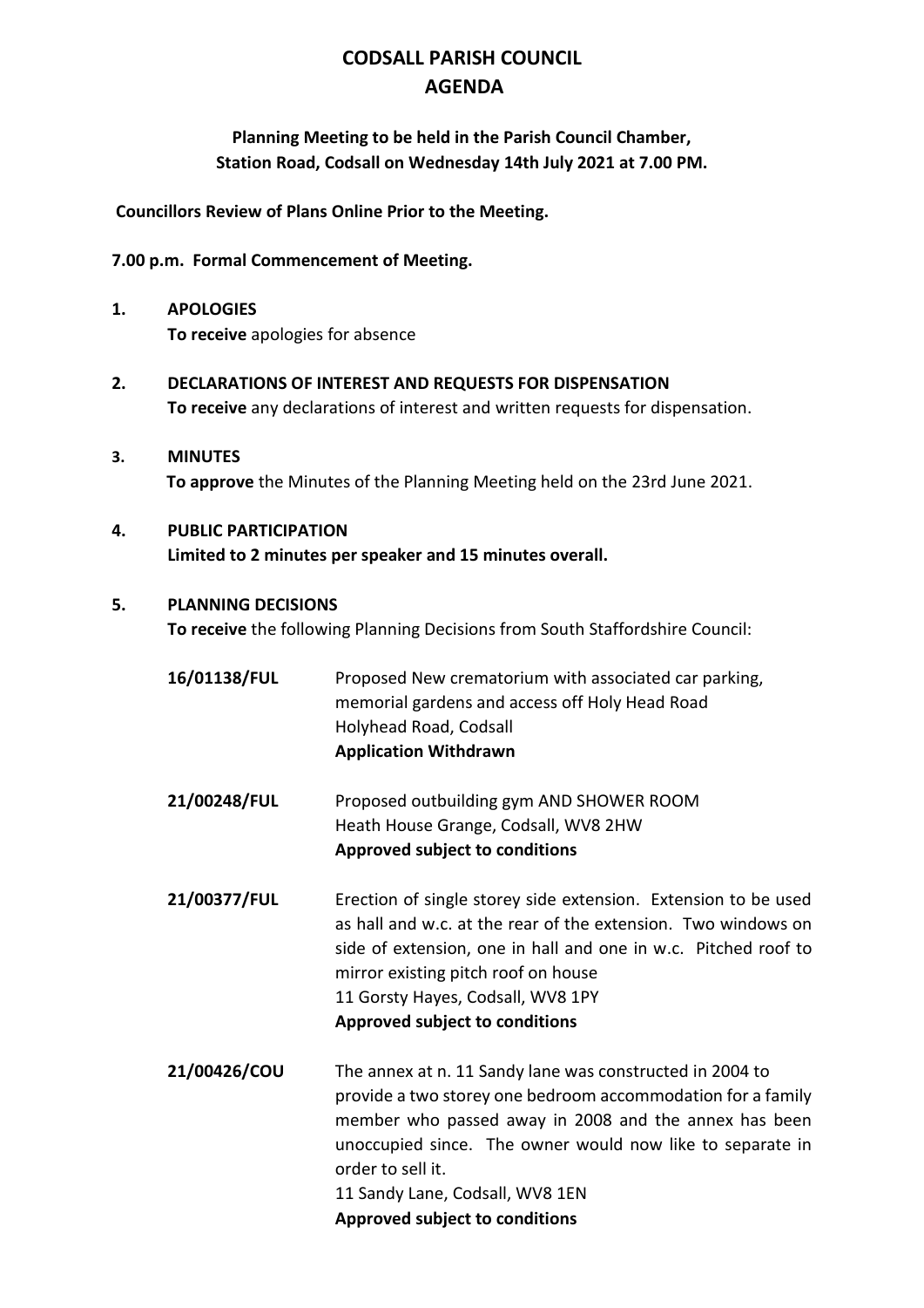# CODSALL PARISH COUNCIL
# AGENDA

**Planning Meeting to be held in the Parish Council Chamber, Station Road, Codsall on Wednesday 14th July 2021 at 7.00 PM.**

**Councillors Review of Plans Online Prior to the Meeting.**

**7.00 p.m. Formal Commencement of Meeting.**

**1. APOLOGIES**

**To receive** apologies for absence

**2. DECLARATIONS OF INTEREST AND REQUESTS FOR DISPENSATION**

**To receive** any declarations of interest and written requests for dispensation.

**3. MINUTES**

**To approve** the Minutes of the Planning Meeting held on the 23rd June 2021.

**4. PUBLIC PARTICIPATION**

**Limited to 2 minutes per speaker and 15 minutes overall.**

**5. PLANNING DECISIONS**

**To receive** the following Planning Decisions from South Staffordshire Council:

**16/01138/FUL** Proposed New crematorium with associated car parking, memorial gardens and access off Holy Head Road
Holyhead Road, Codsall
**Application Withdrawn**

**21/00248/FUL** Proposed outbuilding gym AND SHOWER ROOM
Heath House Grange, Codsall, WV8 2HW
**Approved subject to conditions**

**21/00377/FUL** Erection of single storey side extension. Extension to be used as hall and w.c. at the rear of the extension. Two windows on side of extension, one in hall and one in w.c. Pitched roof to mirror existing pitch roof on house
11 Gorsty Hayes, Codsall, WV8 1PY
**Approved subject to conditions**

**21/00426/COU** The annex at n. 11 Sandy lane was constructed in 2004 to provide a two storey one bedroom accommodation for a family member who passed away in 2008 and the annex has been unoccupied since. The owner would now like to separate in order to sell it.
11 Sandy Lane, Codsall, WV8 1EN
**Approved subject to conditions**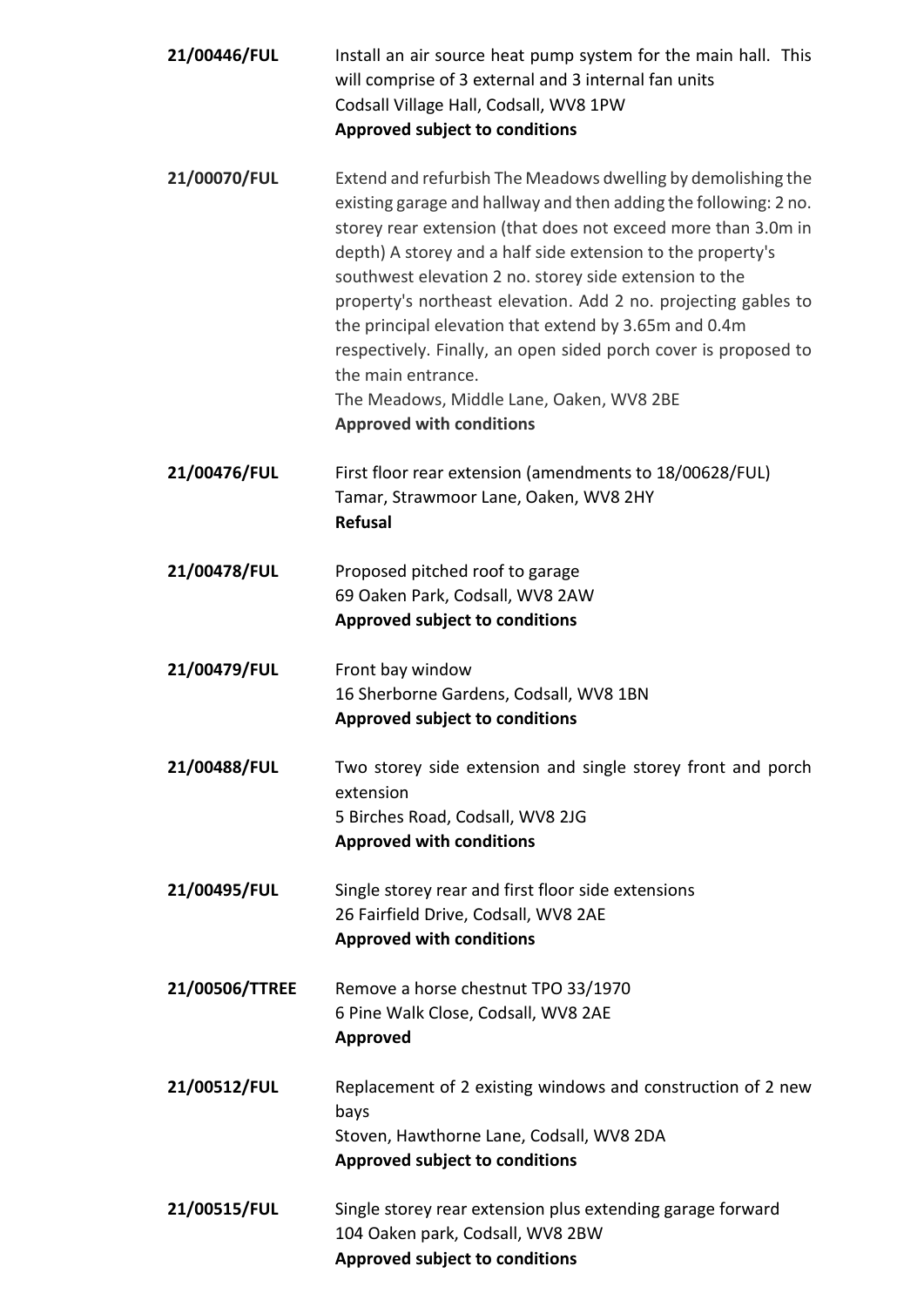**21/00446/FUL** Install an air source heat pump system for the main hall. This will comprise of 3 external and 3 internal fan units
Codsall Village Hall, Codsall, WV8 1PW
**Approved subject to conditions**

**21/00070/FUL** Extend and refurbish The Meadows dwelling by demolishing the existing garage and hallway and then adding the following: 2 no. storey rear extension (that does not exceed more than 3.0m in depth) A storey and a half side extension to the property's southwest elevation 2 no. storey side extension to the property's northeast elevation. Add 2 no. projecting gables to the principal elevation that extend by 3.65m and 0.4m respectively. Finally, an open sided porch cover is proposed to the main entrance.
The Meadows, Middle Lane, Oaken, WV8 2BE
**Approved with conditions**

**21/00476/FUL** First floor rear extension (amendments to 18/00628/FUL)
Tamar, Strawmoor Lane, Oaken, WV8 2HY
**Refusal**

**21/00478/FUL** Proposed pitched roof to garage
69 Oaken Park, Codsall, WV8 2AW
**Approved subject to conditions**

**21/00479/FUL** Front bay window
16 Sherborne Gardens, Codsall, WV8 1BN
**Approved subject to conditions**

**21/00488/FUL** Two storey side extension and single storey front and porch extension
5 Birches Road, Codsall, WV8 2JG
**Approved with conditions**

**21/00495/FUL** Single storey rear and first floor side extensions
26 Fairfield Drive, Codsall, WV8 2AE
**Approved with conditions**

**21/00506/TTREE** Remove a horse chestnut TPO 33/1970
6 Pine Walk Close, Codsall, WV8 2AE
**Approved**

**21/00512/FUL** Replacement of 2 existing windows and construction of 2 new bays
Stoven, Hawthorne Lane, Codsall, WV8 2DA
**Approved subject to conditions**

**21/00515/FUL** Single storey rear extension plus extending garage forward
104 Oaken park, Codsall, WV8 2BW
**Approved subject to conditions**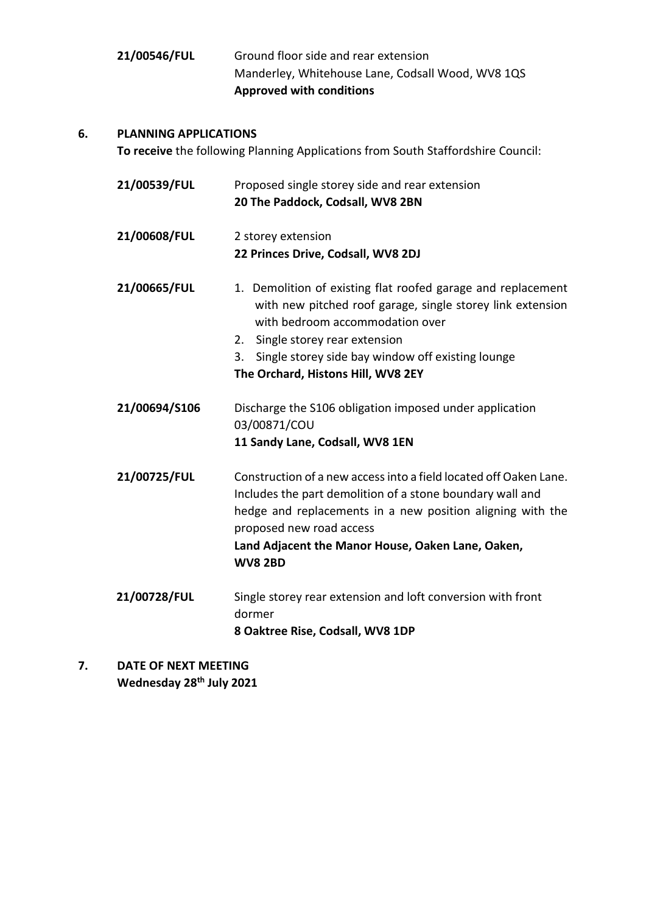**21/00546/FUL** Ground floor side and rear extension
Manderley, Whitehouse Lane, Codsall Wood, WV8 1QS
**Approved with conditions**

## 6. PLANNING APPLICATIONS

**To receive** the following Planning Applications from South Staffordshire Council:

**21/00539/FUL** Proposed single storey side and rear extension
**20 The Paddock, Codsall, WV8 2BN**

**21/00608/FUL** 2 storey extension
**22 Princes Drive, Codsall, WV8 2DJ**

**21/00665/FUL**

1. Demolition of existing flat roofed garage and replacement with new pitched roof garage, single storey link extension with bedroom accommodation over
2. Single storey rear extension
3. Single storey side bay window off existing lounge

**The Orchard, Histons Hill, WV8 2EY**

**21/00694/S106** Discharge the S106 obligation imposed under application 03/00871/COU
**11 Sandy Lane, Codsall, WV8 1EN**

**21/00725/FUL** Construction of a new access into a field located off Oaken Lane. Includes the part demolition of a stone boundary wall and hedge and replacements in a new position aligning with the proposed new road access
**Land Adjacent the Manor House, Oaken Lane, Oaken, WV8 2BD**

**21/00728/FUL** Single storey rear extension and loft conversion with front dormer
**8 Oaktree Rise, Codsall, WV8 1DP**

## 7. DATE OF NEXT MEETING

**Wednesday 28th July 2021**